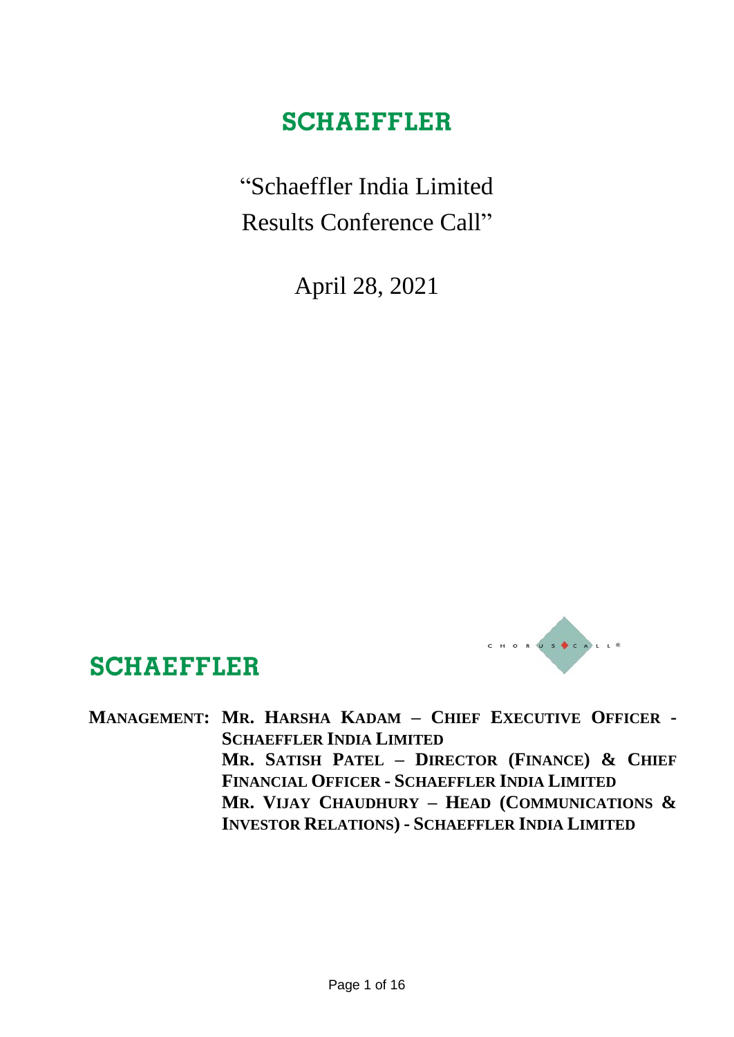# SCHAEFFLER

“Schaeffler India Limited
Results Conference Call”

April 28, 2021

SCHAEFFLER

CHORUS CALL®

**MANAGEMENT:** **MR. HARSHA KADAM – CHIEF EXECUTIVE OFFICER - SCHAEFFLER INDIA LIMITED**
**MR. SATISH PATEL – DIRECTOR (FINANCE) & CHIEF FINANCIAL OFFICER - SCHAEFFLER INDIA LIMITED**
**MR. VIJAY CHAUDHURY – HEAD (COMMUNICATIONS & INVESTOR RELATIONS) - SCHAEFFLER INDIA LIMITED**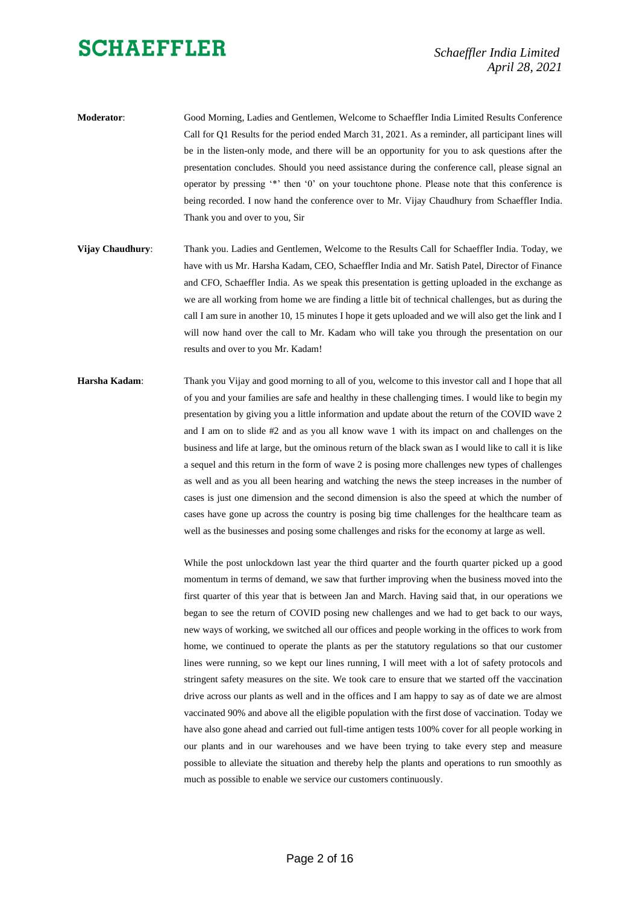**Moderator**: Good Morning, Ladies and Gentlemen, Welcome to Schaeffler India Limited Results Conference Call for Q1 Results for the period ended March 31, 2021. As a reminder, all participant lines will be in the listen-only mode, and there will be an opportunity for you to ask questions after the presentation concludes. Should you need assistance during the conference call, please signal an operator by pressing '*' then '0' on your touchtone phone. Please note that this conference is being recorded. I now hand the conference over to Mr. Vijay Chaudhury from Schaeffler India. Thank you and over to you, Sir

**Vijay Chaudhury**: Thank you. Ladies and Gentlemen, Welcome to the Results Call for Schaeffler India. Today, we have with us Mr. Harsha Kadam, CEO, Schaeffler India and Mr. Satish Patel, Director of Finance and CFO, Schaeffler India. As we speak this presentation is getting uploaded in the exchange as we are all working from home we are finding a little bit of technical challenges, but as during the call I am sure in another 10, 15 minutes I hope it gets uploaded and we will also get the link and I will now hand over the call to Mr. Kadam who will take you through the presentation on our results and over to you Mr. Kadam!

**Harsha Kadam**: Thank you Vijay and good morning to all of you, welcome to this investor call and I hope that all of you and your families are safe and healthy in these challenging times. I would like to begin my presentation by giving you a little information and update about the return of the COVID wave 2 and I am on to slide #2 and as you all know wave 1 with its impact on and challenges on the business and life at large, but the ominous return of the black swan as I would like to call it is like a sequel and this return in the form of wave 2 is posing more challenges new types of challenges as well and as you all been hearing and watching the news the steep increases in the number of cases is just one dimension and the second dimension is also the speed at which the number of cases have gone up across the country is posing big time challenges for the healthcare team as well as the businesses and posing some challenges and risks for the economy at large as well.

While the post unlockdown last year the third quarter and the fourth quarter picked up a good momentum in terms of demand, we saw that further improving when the business moved into the first quarter of this year that is between Jan and March. Having said that, in our operations we began to see the return of COVID posing new challenges and we had to get back to our ways, new ways of working, we switched all our offices and people working in the offices to work from home, we continued to operate the plants as per the statutory regulations so that our customer lines were running, so we kept our lines running, I will meet with a lot of safety protocols and stringent safety measures on the site. We took care to ensure that we started off the vaccination drive across our plants as well and in the offices and I am happy to say as of date we are almost vaccinated 90% and above all the eligible population with the first dose of vaccination. Today we have also gone ahead and carried out full-time antigen tests 100% cover for all people working in our plants and in our warehouses and we have been trying to take every step and measure possible to alleviate the situation and thereby help the plants and operations to run smoothly as much as possible to enable we service our customers continuously.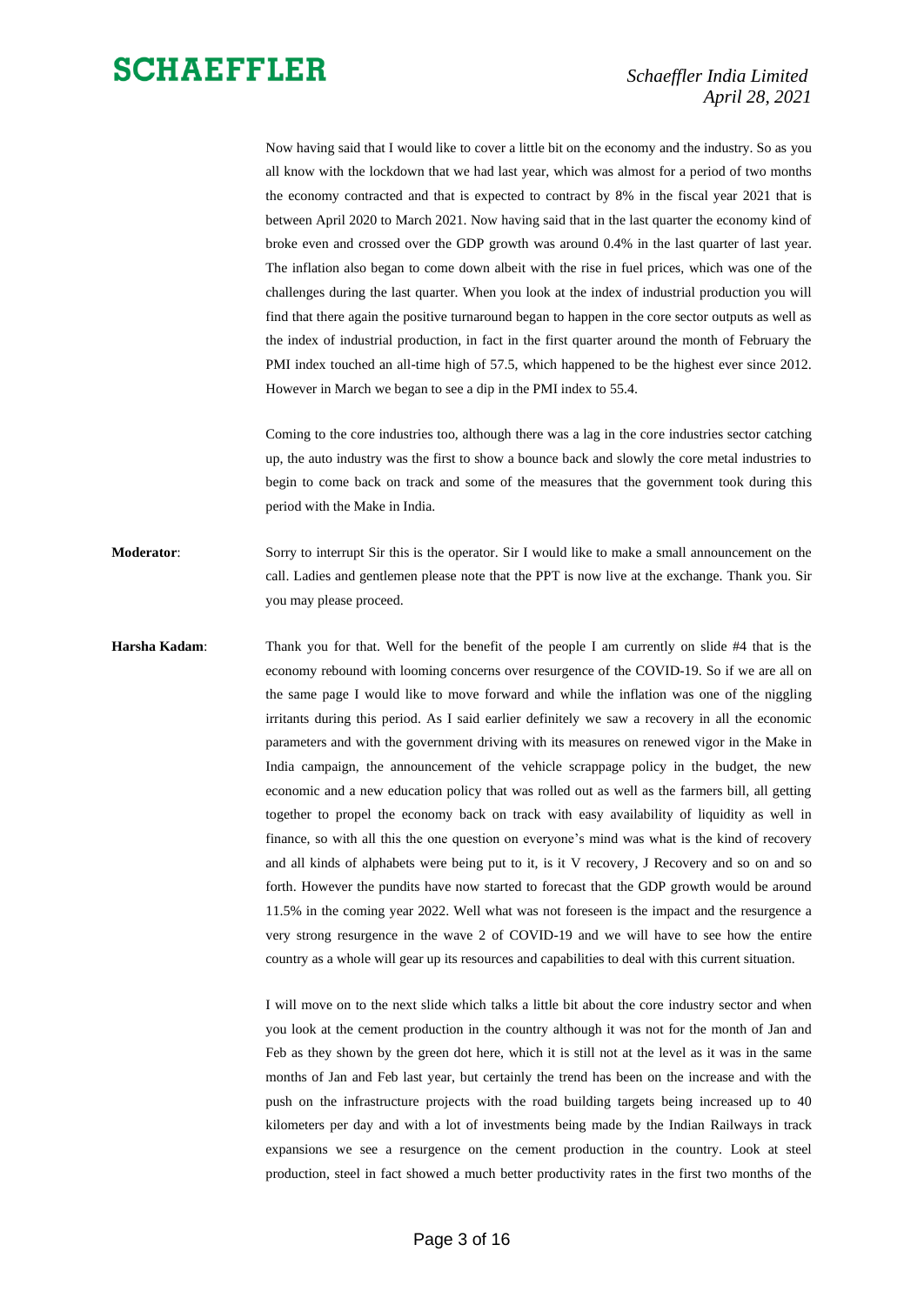Now having said that I would like to cover a little bit on the economy and the industry. So as you all know with the lockdown that we had last year, which was almost for a period of two months the economy contracted and that is expected to contract by 8% in the fiscal year 2021 that is between April 2020 to March 2021. Now having said that in the last quarter the economy kind of broke even and crossed over the GDP growth was around 0.4% in the last quarter of last year. The inflation also began to come down albeit with the rise in fuel prices, which was one of the challenges during the last quarter. When you look at the index of industrial production you will find that there again the positive turnaround began to happen in the core sector outputs as well as the index of industrial production, in fact in the first quarter around the month of February the PMI index touched an all-time high of 57.5, which happened to be the highest ever since 2012. However in March we began to see a dip in the PMI index to 55.4.

Coming to the core industries too, although there was a lag in the core industries sector catching up, the auto industry was the first to show a bounce back and slowly the core metal industries to begin to come back on track and some of the measures that the government took during this period with the Make in India.

**Moderator**: Sorry to interrupt Sir this is the operator. Sir I would like to make a small announcement on the call. Ladies and gentlemen please note that the PPT is now live at the exchange. Thank you. Sir you may please proceed.

**Harsha Kadam**: Thank you for that. Well for the benefit of the people I am currently on slide #4 that is the economy rebound with looming concerns over resurgence of the COVID-19. So if we are all on the same page I would like to move forward and while the inflation was one of the niggling irritants during this period. As I said earlier definitely we saw a recovery in all the economic parameters and with the government driving with its measures on renewed vigor in the Make in India campaign, the announcement of the vehicle scrappage policy in the budget, the new economic and a new education policy that was rolled out as well as the farmers bill, all getting together to propel the economy back on track with easy availability of liquidity as well in finance, so with all this the one question on everyone's mind was what is the kind of recovery and all kinds of alphabets were being put to it, is it V recovery, J Recovery and so on and so forth. However the pundits have now started to forecast that the GDP growth would be around 11.5% in the coming year 2022. Well what was not foreseen is the impact and the resurgence a very strong resurgence in the wave 2 of COVID-19 and we will have to see how the entire country as a whole will gear up its resources and capabilities to deal with this current situation.

I will move on to the next slide which talks a little bit about the core industry sector and when you look at the cement production in the country although it was not for the month of Jan and Feb as they shown by the green dot here, which it is still not at the level as it was in the same months of Jan and Feb last year, but certainly the trend has been on the increase and with the push on the infrastructure projects with the road building targets being increased up to 40 kilometers per day and with a lot of investments being made by the Indian Railways in track expansions we see a resurgence on the cement production in the country. Look at steel production, steel in fact showed a much better productivity rates in the first two months of the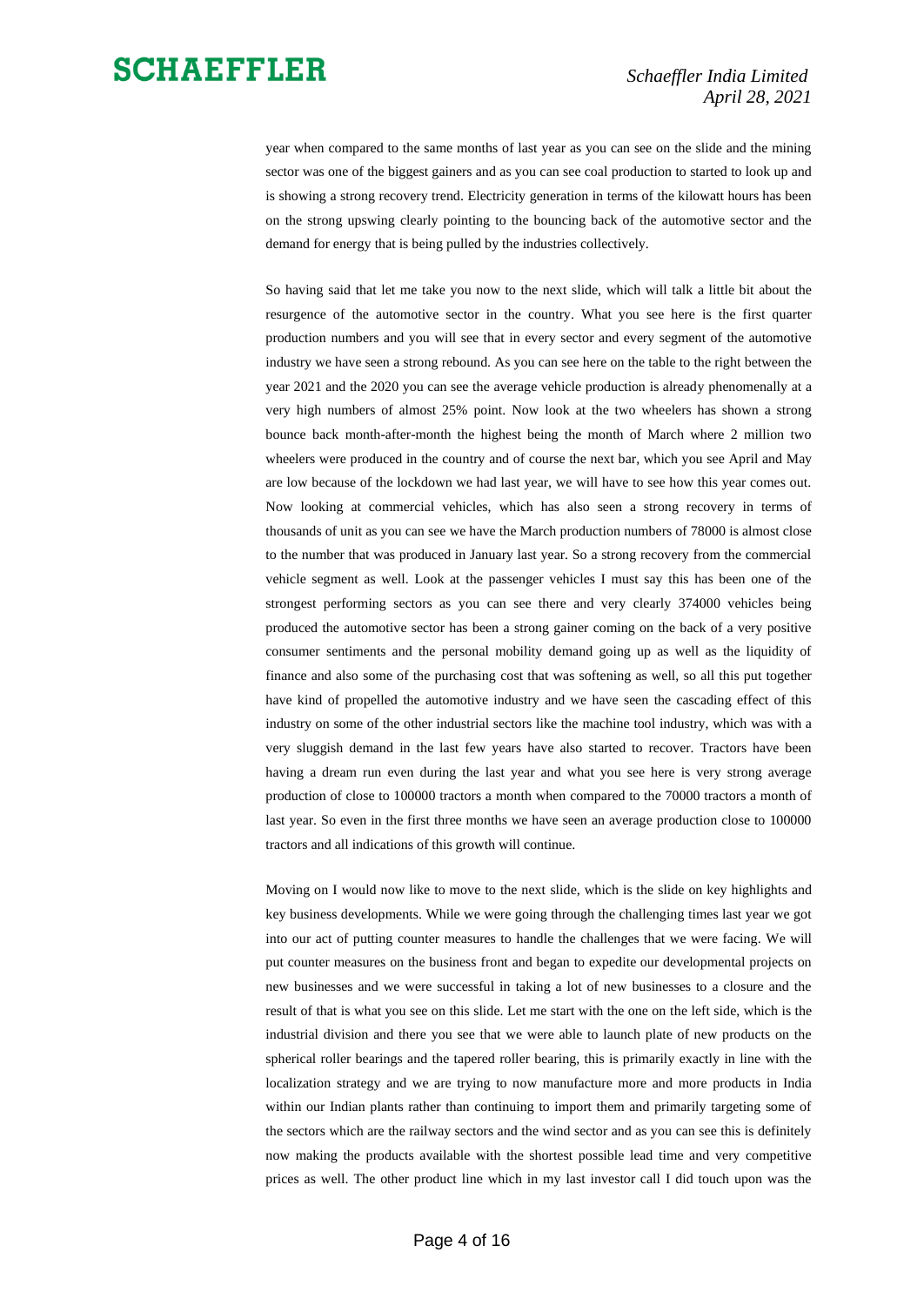year when compared to the same months of last year as you can see on the slide and the mining sector was one of the biggest gainers and as you can see coal production to started to look up and is showing a strong recovery trend. Electricity generation in terms of the kilowatt hours has been on the strong upswing clearly pointing to the bouncing back of the automotive sector and the demand for energy that is being pulled by the industries collectively.

So having said that let me take you now to the next slide, which will talk a little bit about the resurgence of the automotive sector in the country. What you see here is the first quarter production numbers and you will see that in every sector and every segment of the automotive industry we have seen a strong rebound. As you can see here on the table to the right between the year 2021 and the 2020 you can see the average vehicle production is already phenomenally at a very high numbers of almost 25% point. Now look at the two wheelers has shown a strong bounce back month-after-month the highest being the month of March where 2 million two wheelers were produced in the country and of course the next bar, which you see April and May are low because of the lockdown we had last year, we will have to see how this year comes out. Now looking at commercial vehicles, which has also seen a strong recovery in terms of thousands of unit as you can see we have the March production numbers of 78000 is almost close to the number that was produced in January last year. So a strong recovery from the commercial vehicle segment as well. Look at the passenger vehicles I must say this has been one of the strongest performing sectors as you can see there and very clearly 374000 vehicles being produced the automotive sector has been a strong gainer coming on the back of a very positive consumer sentiments and the personal mobility demand going up as well as the liquidity of finance and also some of the purchasing cost that was softening as well, so all this put together have kind of propelled the automotive industry and we have seen the cascading effect of this industry on some of the other industrial sectors like the machine tool industry, which was with a very sluggish demand in the last few years have also started to recover. Tractors have been having a dream run even during the last year and what you see here is very strong average production of close to 100000 tractors a month when compared to the 70000 tractors a month of last year. So even in the first three months we have seen an average production close to 100000 tractors and all indications of this growth will continue.

Moving on I would now like to move to the next slide, which is the slide on key highlights and key business developments. While we were going through the challenging times last year we got into our act of putting counter measures to handle the challenges that we were facing. We will put counter measures on the business front and began to expedite our developmental projects on new businesses and we were successful in taking a lot of new businesses to a closure and the result of that is what you see on this slide. Let me start with the one on the left side, which is the industrial division and there you see that we were able to launch plate of new products on the spherical roller bearings and the tapered roller bearing, this is primarily exactly in line with the localization strategy and we are trying to now manufacture more and more products in India within our Indian plants rather than continuing to import them and primarily targeting some of the sectors which are the railway sectors and the wind sector and as you can see this is definitely now making the products available with the shortest possible lead time and very competitive prices as well. The other product line which in my last investor call I did touch upon was the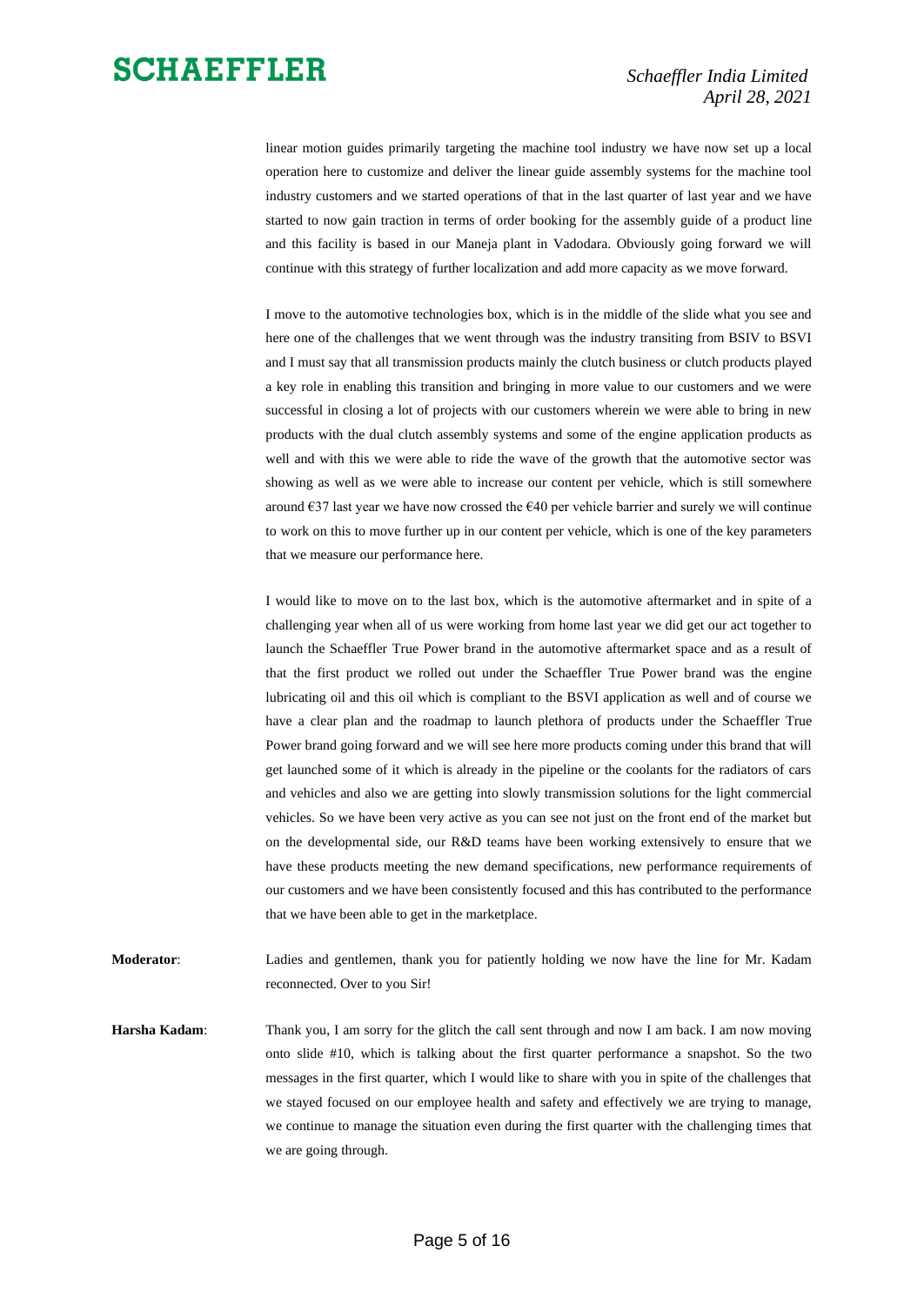linear motion guides primarily targeting the machine tool industry we have now set up a local operation here to customize and deliver the linear guide assembly systems for the machine tool industry customers and we started operations of that in the last quarter of last year and we have started to now gain traction in terms of order booking for the assembly guide of a product line and this facility is based in our Maneja plant in Vadodara. Obviously going forward we will continue with this strategy of further localization and add more capacity as we move forward.

I move to the automotive technologies box, which is in the middle of the slide what you see and here one of the challenges that we went through was the industry transiting from BSIV to BSVI and I must say that all transmission products mainly the clutch business or clutch products played a key role in enabling this transition and bringing in more value to our customers and we were successful in closing a lot of projects with our customers wherein we were able to bring in new products with the dual clutch assembly systems and some of the engine application products as well and with this we were able to ride the wave of the growth that the automotive sector was showing as well as we were able to increase our content per vehicle, which is still somewhere around €37 last year we have now crossed the €40 per vehicle barrier and surely we will continue to work on this to move further up in our content per vehicle, which is one of the key parameters that we measure our performance here.

I would like to move on to the last box, which is the automotive aftermarket and in spite of a challenging year when all of us were working from home last year we did get our act together to launch the Schaeffler True Power brand in the automotive aftermarket space and as a result of that the first product we rolled out under the Schaeffler True Power brand was the engine lubricating oil and this oil which is compliant to the BSVI application as well and of course we have a clear plan and the roadmap to launch plethora of products under the Schaeffler True Power brand going forward and we will see here more products coming under this brand that will get launched some of it which is already in the pipeline or the coolants for the radiators of cars and vehicles and also we are getting into slowly transmission solutions for the light commercial vehicles. So we have been very active as you can see not just on the front end of the market but on the developmental side, our R&D teams have been working extensively to ensure that we have these products meeting the new demand specifications, new performance requirements of our customers and we have been consistently focused and this has contributed to the performance that we have been able to get in the marketplace.

**Moderator**: Ladies and gentlemen, thank you for patiently holding we now have the line for Mr. Kadam reconnected. Over to you Sir!

**Harsha Kadam**: Thank you, I am sorry for the glitch the call sent through and now I am back. I am now moving onto slide #10, which is talking about the first quarter performance a snapshot. So the two messages in the first quarter, which I would like to share with you in spite of the challenges that we stayed focused on our employee health and safety and effectively we are trying to manage, we continue to manage the situation even during the first quarter with the challenging times that we are going through.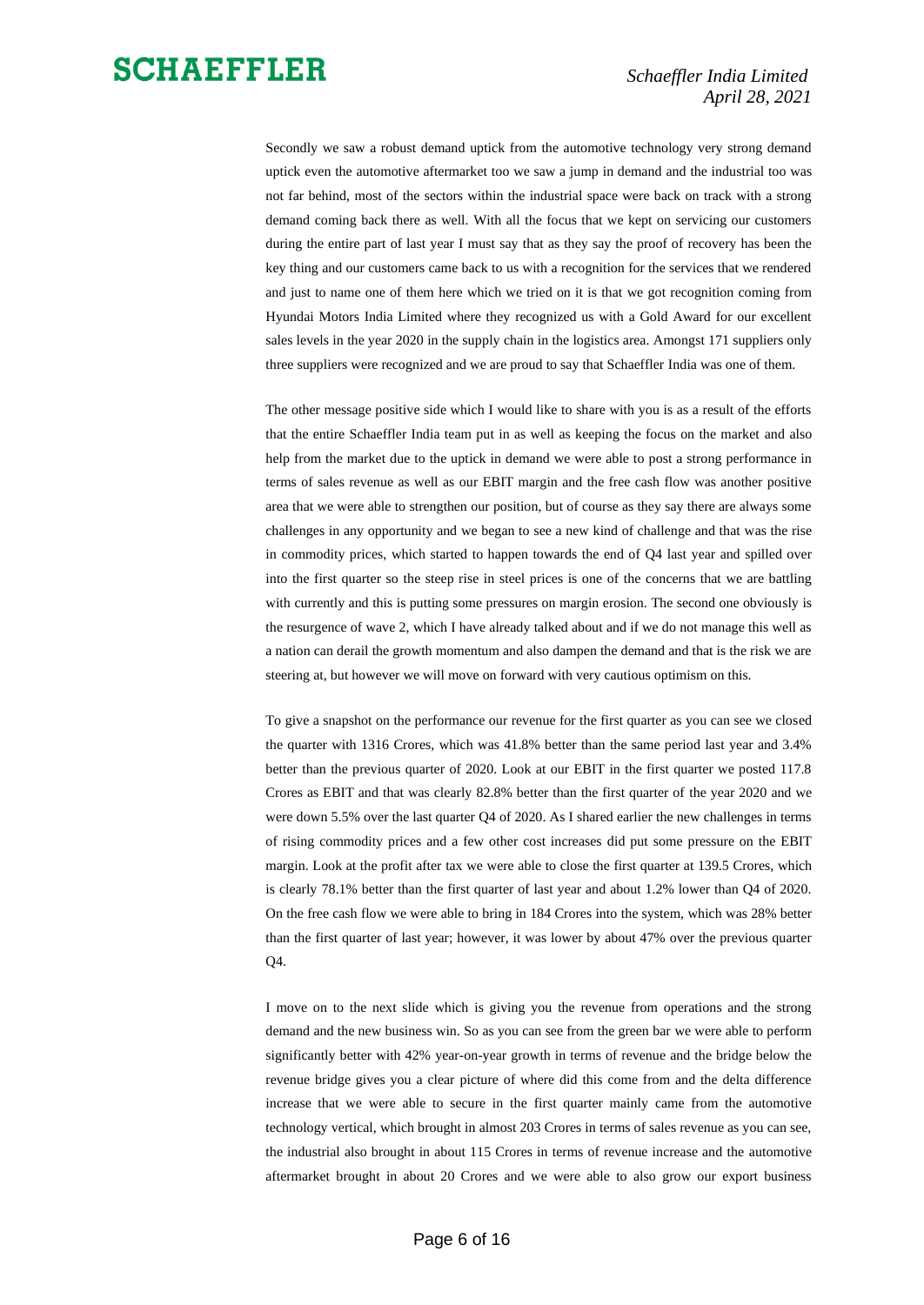Secondly we saw a robust demand uptick from the automotive technology very strong demand uptick even the automotive aftermarket too we saw a jump in demand and the industrial too was not far behind, most of the sectors within the industrial space were back on track with a strong demand coming back there as well. With all the focus that we kept on servicing our customers during the entire part of last year I must say that as they say the proof of recovery has been the key thing and our customers came back to us with a recognition for the services that we rendered and just to name one of them here which we tried on it is that we got recognition coming from Hyundai Motors India Limited where they recognized us with a Gold Award for our excellent sales levels in the year 2020 in the supply chain in the logistics area. Amongst 171 suppliers only three suppliers were recognized and we are proud to say that Schaeffler India was one of them.

The other message positive side which I would like to share with you is as a result of the efforts that the entire Schaeffler India team put in as well as keeping the focus on the market and also help from the market due to the uptick in demand we were able to post a strong performance in terms of sales revenue as well as our EBIT margin and the free cash flow was another positive area that we were able to strengthen our position, but of course as they say there are always some challenges in any opportunity and we began to see a new kind of challenge and that was the rise in commodity prices, which started to happen towards the end of Q4 last year and spilled over into the first quarter so the steep rise in steel prices is one of the concerns that we are battling with currently and this is putting some pressures on margin erosion. The second one obviously is the resurgence of wave 2, which I have already talked about and if we do not manage this well as a nation can derail the growth momentum and also dampen the demand and that is the risk we are steering at, but however we will move on forward with very cautious optimism on this.

To give a snapshot on the performance our revenue for the first quarter as you can see we closed the quarter with 1316 Crores, which was 41.8% better than the same period last year and 3.4% better than the previous quarter of 2020. Look at our EBIT in the first quarter we posted 117.8 Crores as EBIT and that was clearly 82.8% better than the first quarter of the year 2020 and we were down 5.5% over the last quarter Q4 of 2020. As I shared earlier the new challenges in terms of rising commodity prices and a few other cost increases did put some pressure on the EBIT margin. Look at the profit after tax we were able to close the first quarter at 139.5 Crores, which is clearly 78.1% better than the first quarter of last year and about 1.2% lower than Q4 of 2020. On the free cash flow we were able to bring in 184 Crores into the system, which was 28% better than the first quarter of last year; however, it was lower by about 47% over the previous quarter Q4.

I move on to the next slide which is giving you the revenue from operations and the strong demand and the new business win. So as you can see from the green bar we were able to perform significantly better with 42% year-on-year growth in terms of revenue and the bridge below the revenue bridge gives you a clear picture of where did this come from and the delta difference increase that we were able to secure in the first quarter mainly came from the automotive technology vertical, which brought in almost 203 Crores in terms of sales revenue as you can see, the industrial also brought in about 115 Crores in terms of revenue increase and the automotive aftermarket brought in about 20 Crores and we were able to also grow our export business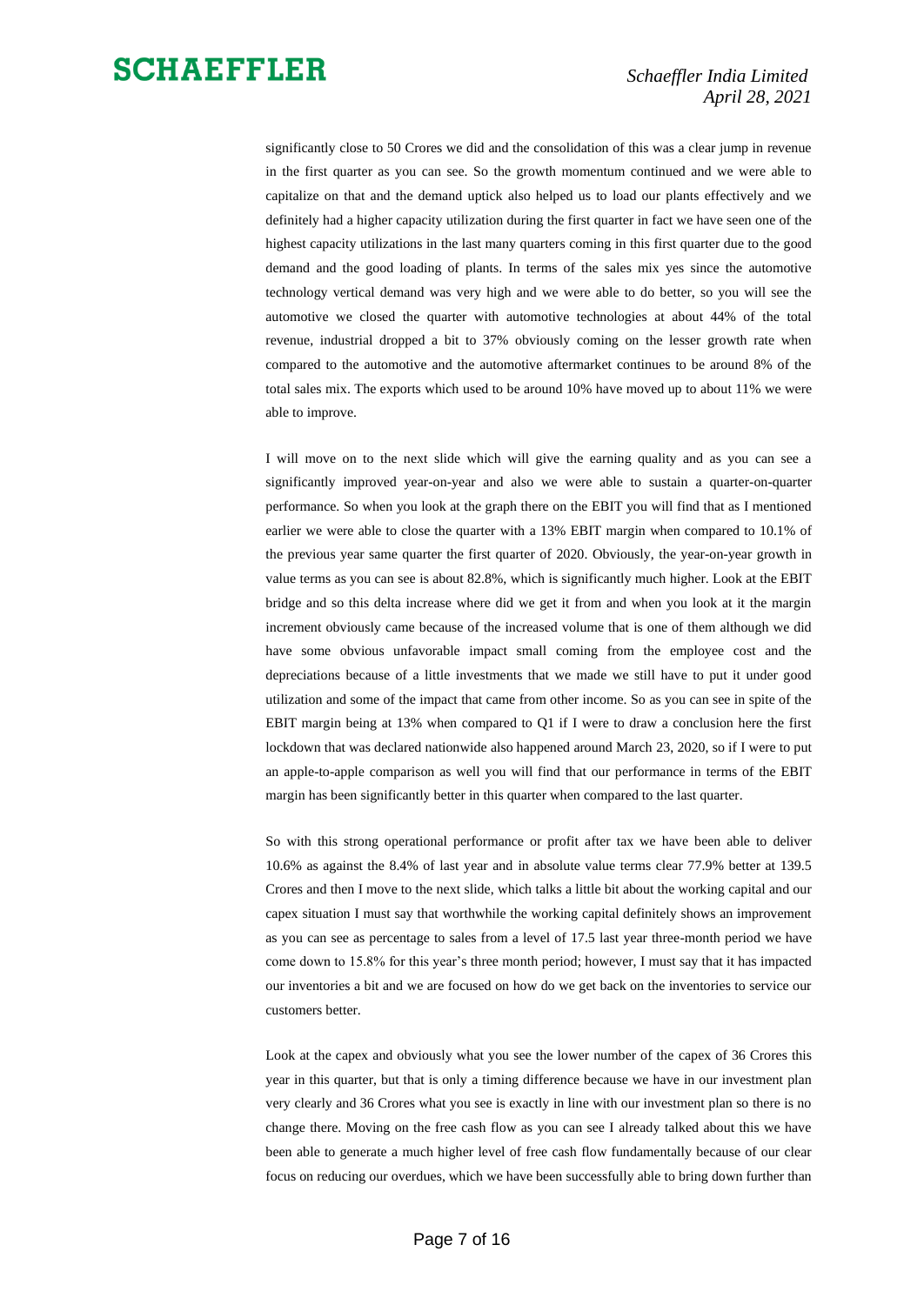significantly close to 50 Crores we did and the consolidation of this was a clear jump in revenue in the first quarter as you can see. So the growth momentum continued and we were able to capitalize on that and the demand uptick also helped us to load our plants effectively and we definitely had a higher capacity utilization during the first quarter in fact we have seen one of the highest capacity utilizations in the last many quarters coming in this first quarter due to the good demand and the good loading of plants. In terms of the sales mix yes since the automotive technology vertical demand was very high and we were able to do better, so you will see the automotive we closed the quarter with automotive technologies at about 44% of the total revenue, industrial dropped a bit to 37% obviously coming on the lesser growth rate when compared to the automotive and the automotive aftermarket continues to be around 8% of the total sales mix. The exports which used to be around 10% have moved up to about 11% we were able to improve.

I will move on to the next slide which will give the earning quality and as you can see a significantly improved year-on-year and also we were able to sustain a quarter-on-quarter performance. So when you look at the graph there on the EBIT you will find that as I mentioned earlier we were able to close the quarter with a 13% EBIT margin when compared to 10.1% of the previous year same quarter the first quarter of 2020. Obviously, the year-on-year growth in value terms as you can see is about 82.8%, which is significantly much higher. Look at the EBIT bridge and so this delta increase where did we get it from and when you look at it the margin increment obviously came because of the increased volume that is one of them although we did have some obvious unfavorable impact small coming from the employee cost and the depreciations because of a little investments that we made we still have to put it under good utilization and some of the impact that came from other income. So as you can see in spite of the EBIT margin being at 13% when compared to Q1 if I were to draw a conclusion here the first lockdown that was declared nationwide also happened around March 23, 2020, so if I were to put an apple-to-apple comparison as well you will find that our performance in terms of the EBIT margin has been significantly better in this quarter when compared to the last quarter.

So with this strong operational performance or profit after tax we have been able to deliver 10.6% as against the 8.4% of last year and in absolute value terms clear 77.9% better at 139.5 Crores and then I move to the next slide, which talks a little bit about the working capital and our capex situation I must say that worthwhile the working capital definitely shows an improvement as you can see as percentage to sales from a level of 17.5 last year three-month period we have come down to 15.8% for this year's three month period; however, I must say that it has impacted our inventories a bit and we are focused on how do we get back on the inventories to service our customers better.

Look at the capex and obviously what you see the lower number of the capex of 36 Crores this year in this quarter, but that is only a timing difference because we have in our investment plan very clearly and 36 Crores what you see is exactly in line with our investment plan so there is no change there. Moving on the free cash flow as you can see I already talked about this we have been able to generate a much higher level of free cash flow fundamentally because of our clear focus on reducing our overdues, which we have been successfully able to bring down further than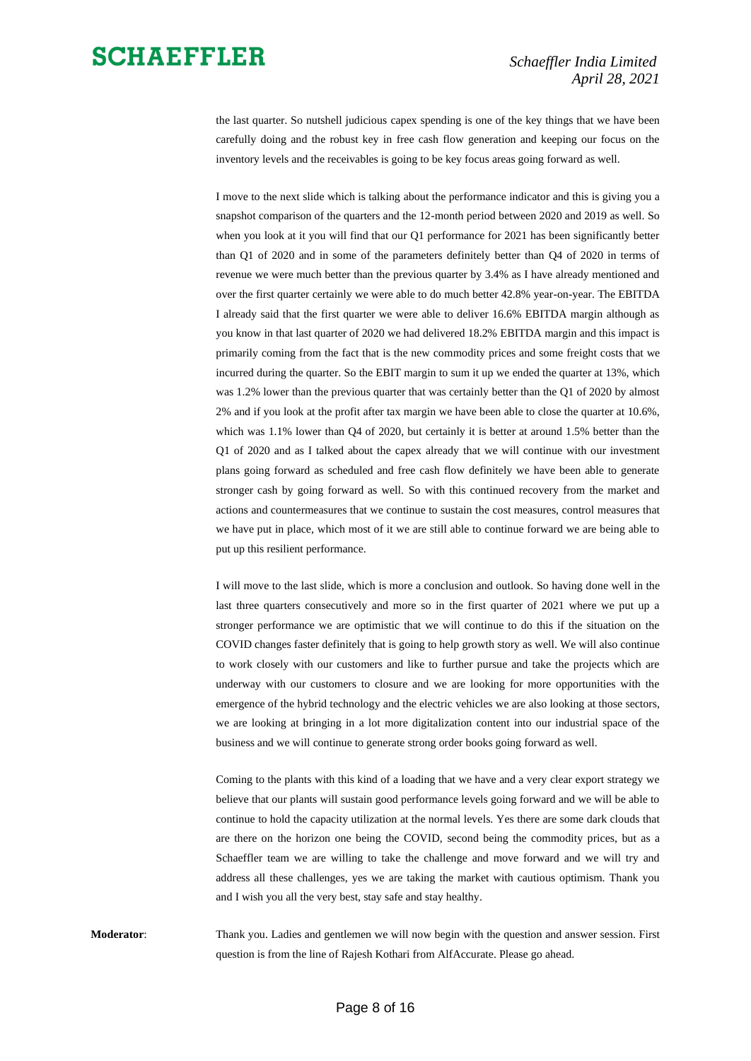the last quarter. So nutshell judicious capex spending is one of the key things that we have been carefully doing and the robust key in free cash flow generation and keeping our focus on the inventory levels and the receivables is going to be key focus areas going forward as well.

I move to the next slide which is talking about the performance indicator and this is giving you a snapshot comparison of the quarters and the 12-month period between 2020 and 2019 as well. So when you look at it you will find that our Q1 performance for 2021 has been significantly better than Q1 of 2020 and in some of the parameters definitely better than Q4 of 2020 in terms of revenue we were much better than the previous quarter by 3.4% as I have already mentioned and over the first quarter certainly we were able to do much better 42.8% year-on-year. The EBITDA I already said that the first quarter we were able to deliver 16.6% EBITDA margin although as you know in that last quarter of 2020 we had delivered 18.2% EBITDA margin and this impact is primarily coming from the fact that is the new commodity prices and some freight costs that we incurred during the quarter. So the EBIT margin to sum it up we ended the quarter at 13%, which was 1.2% lower than the previous quarter that was certainly better than the Q1 of 2020 by almost 2% and if you look at the profit after tax margin we have been able to close the quarter at 10.6%, which was 1.1% lower than Q4 of 2020, but certainly it is better at around 1.5% better than the Q1 of 2020 and as I talked about the capex already that we will continue with our investment plans going forward as scheduled and free cash flow definitely we have been able to generate stronger cash by going forward as well. So with this continued recovery from the market and actions and countermeasures that we continue to sustain the cost measures, control measures that we have put in place, which most of it we are still able to continue forward we are being able to put up this resilient performance.

I will move to the last slide, which is more a conclusion and outlook. So having done well in the last three quarters consecutively and more so in the first quarter of 2021 where we put up a stronger performance we are optimistic that we will continue to do this if the situation on the COVID changes faster definitely that is going to help growth story as well. We will also continue to work closely with our customers and like to further pursue and take the projects which are underway with our customers to closure and we are looking for more opportunities with the emergence of the hybrid technology and the electric vehicles we are also looking at those sectors, we are looking at bringing in a lot more digitalization content into our industrial space of the business and we will continue to generate strong order books going forward as well.

Coming to the plants with this kind of a loading that we have and a very clear export strategy we believe that our plants will sustain good performance levels going forward and we will be able to continue to hold the capacity utilization at the normal levels. Yes there are some dark clouds that are there on the horizon one being the COVID, second being the commodity prices, but as a Schaeffler team we are willing to take the challenge and move forward and we will try and address all these challenges, yes we are taking the market with cautious optimism. Thank you and I wish you all the very best, stay safe and stay healthy.

**Moderator**: Thank you. Ladies and gentlemen we will now begin with the question and answer session. First question is from the line of Rajesh Kothari from AlfAccurate. Please go ahead.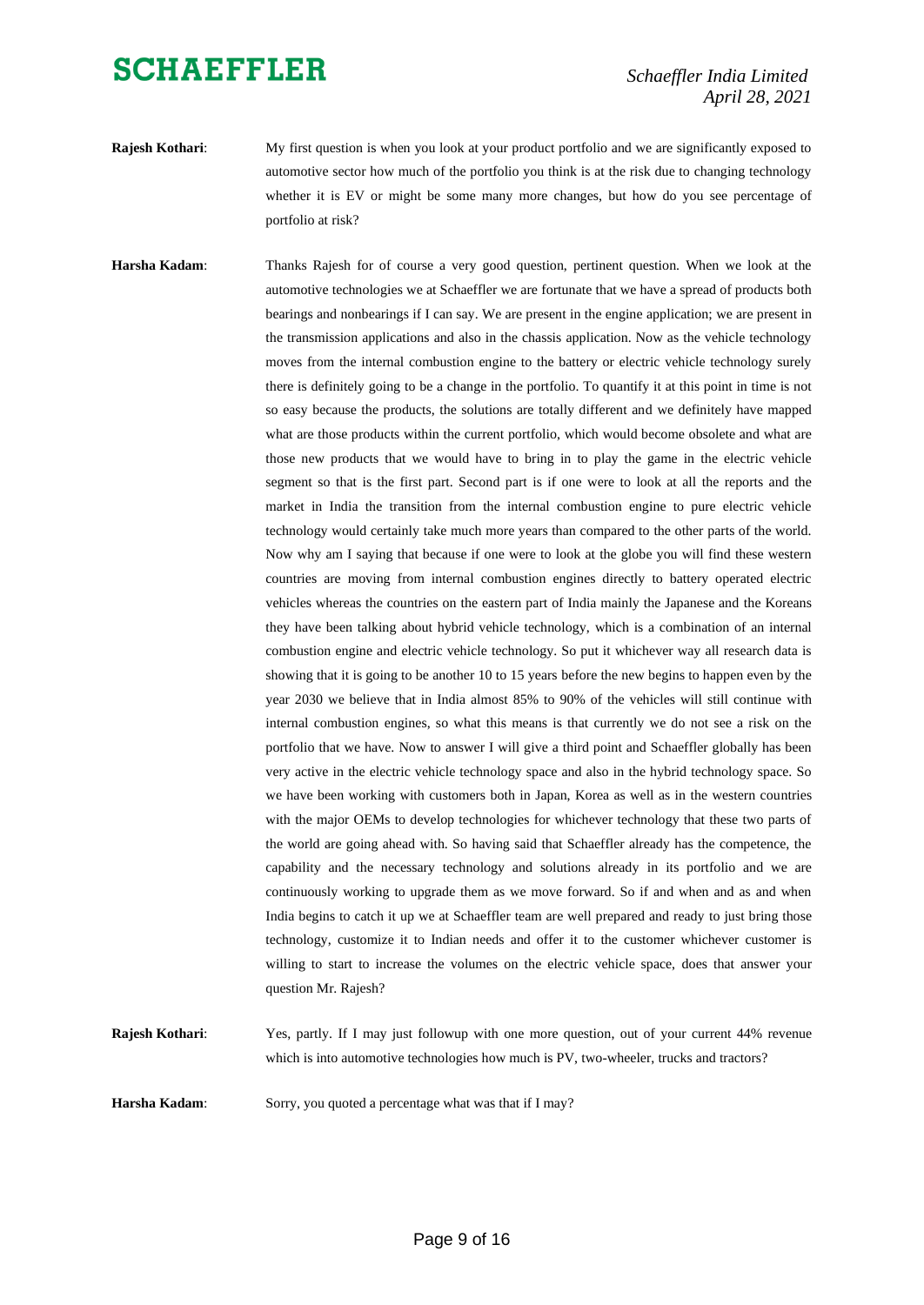**Rajesh Kothari**: My first question is when you look at your product portfolio and we are significantly exposed to automotive sector how much of the portfolio you think is at the risk due to changing technology whether it is EV or might be some many more changes, but how do you see percentage of portfolio at risk?

**Harsha Kadam**: Thanks Rajesh for of course a very good question, pertinent question. When we look at the automotive technologies we at Schaeffler we are fortunate that we have a spread of products both bearings and nonbearings if I can say. We are present in the engine application; we are present in the transmission applications and also in the chassis application. Now as the vehicle technology moves from the internal combustion engine to the battery or electric vehicle technology surely there is definitely going to be a change in the portfolio. To quantify it at this point in time is not so easy because the products, the solutions are totally different and we definitely have mapped what are those products within the current portfolio, which would become obsolete and what are those new products that we would have to bring in to play the game in the electric vehicle segment so that is the first part. Second part is if one were to look at all the reports and the market in India the transition from the internal combustion engine to pure electric vehicle technology would certainly take much more years than compared to the other parts of the world. Now why am I saying that because if one were to look at the globe you will find these western countries are moving from internal combustion engines directly to battery operated electric vehicles whereas the countries on the eastern part of India mainly the Japanese and the Koreans they have been talking about hybrid vehicle technology, which is a combination of an internal combustion engine and electric vehicle technology. So put it whichever way all research data is showing that it is going to be another 10 to 15 years before the new begins to happen even by the year 2030 we believe that in India almost 85% to 90% of the vehicles will still continue with internal combustion engines, so what this means is that currently we do not see a risk on the portfolio that we have. Now to answer I will give a third point and Schaeffler globally has been very active in the electric vehicle technology space and also in the hybrid technology space. So we have been working with customers both in Japan, Korea as well as in the western countries with the major OEMs to develop technologies for whichever technology that these two parts of the world are going ahead with. So having said that Schaeffler already has the competence, the capability and the necessary technology and solutions already in its portfolio and we are continuously working to upgrade them as we move forward. So if and when and as and when India begins to catch it up we at Schaeffler team are well prepared and ready to just bring those technology, customize it to Indian needs and offer it to the customer whichever customer is willing to start to increase the volumes on the electric vehicle space, does that answer your question Mr. Rajesh?

**Rajesh Kothari**: Yes, partly. If I may just followup with one more question, out of your current 44% revenue which is into automotive technologies how much is PV, two-wheeler, trucks and tractors?

**Harsha Kadam**: Sorry, you quoted a percentage what was that if I may?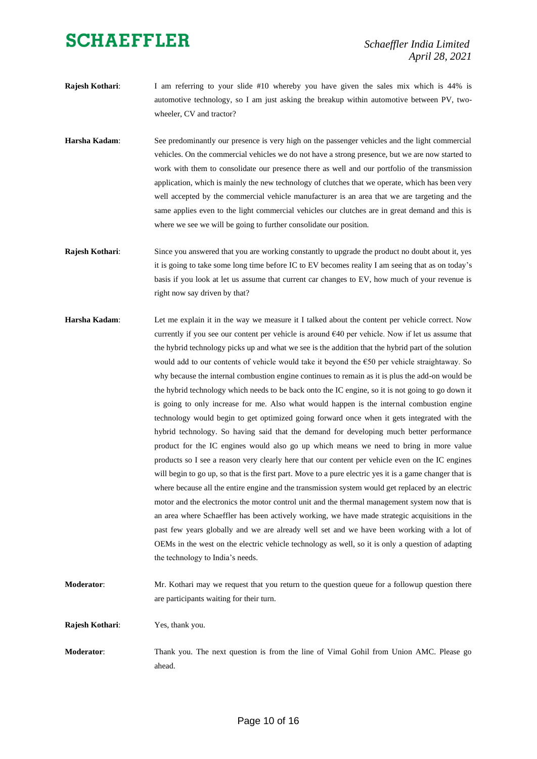**Rajesh Kothari**: I am referring to your slide #10 whereby you have given the sales mix which is 44% is automotive technology, so I am just asking the breakup within automotive between PV, two-wheeler, CV and tractor?

**Harsha Kadam**: See predominantly our presence is very high on the passenger vehicles and the light commercial vehicles. On the commercial vehicles we do not have a strong presence, but we are now started to work with them to consolidate our presence there as well and our portfolio of the transmission application, which is mainly the new technology of clutches that we operate, which has been very well accepted by the commercial vehicle manufacturer is an area that we are targeting and the same applies even to the light commercial vehicles our clutches are in great demand and this is where we see we will be going to further consolidate our position.

**Rajesh Kothari**: Since you answered that you are working constantly to upgrade the product no doubt about it, yes it is going to take some long time before IC to EV becomes reality I am seeing that as on today's basis if you look at let us assume that current car changes to EV, how much of your revenue is right now say driven by that?

**Harsha Kadam**: Let me explain it in the way we measure it I talked about the content per vehicle correct. Now currently if you see our content per vehicle is around €40 per vehicle. Now if let us assume that the hybrid technology picks up and what we see is the addition that the hybrid part of the solution would add to our contents of vehicle would take it beyond the €50 per vehicle straightaway. So why because the internal combustion engine continues to remain as it is plus the add-on would be the hybrid technology which needs to be back onto the IC engine, so it is not going to go down it is going to only increase for me. Also what would happen is the internal combustion engine technology would begin to get optimized going forward once when it gets integrated with the hybrid technology. So having said that the demand for developing much better performance product for the IC engines would also go up which means we need to bring in more value products so I see a reason very clearly here that our content per vehicle even on the IC engines will begin to go up, so that is the first part. Move to a pure electric yes it is a game changer that is where because all the entire engine and the transmission system would get replaced by an electric motor and the electronics the motor control unit and the thermal management system now that is an area where Schaeffler has been actively working, we have made strategic acquisitions in the past few years globally and we are already well set and we have been working with a lot of OEMs in the west on the electric vehicle technology as well, so it is only a question of adapting the technology to India's needs.

**Moderator**: Mr. Kothari may we request that you return to the question queue for a followup question there are participants waiting for their turn.

**Rajesh Kothari**: Yes, thank you.

**Moderator**: Thank you. The next question is from the line of Vimal Gohil from Union AMC. Please go ahead.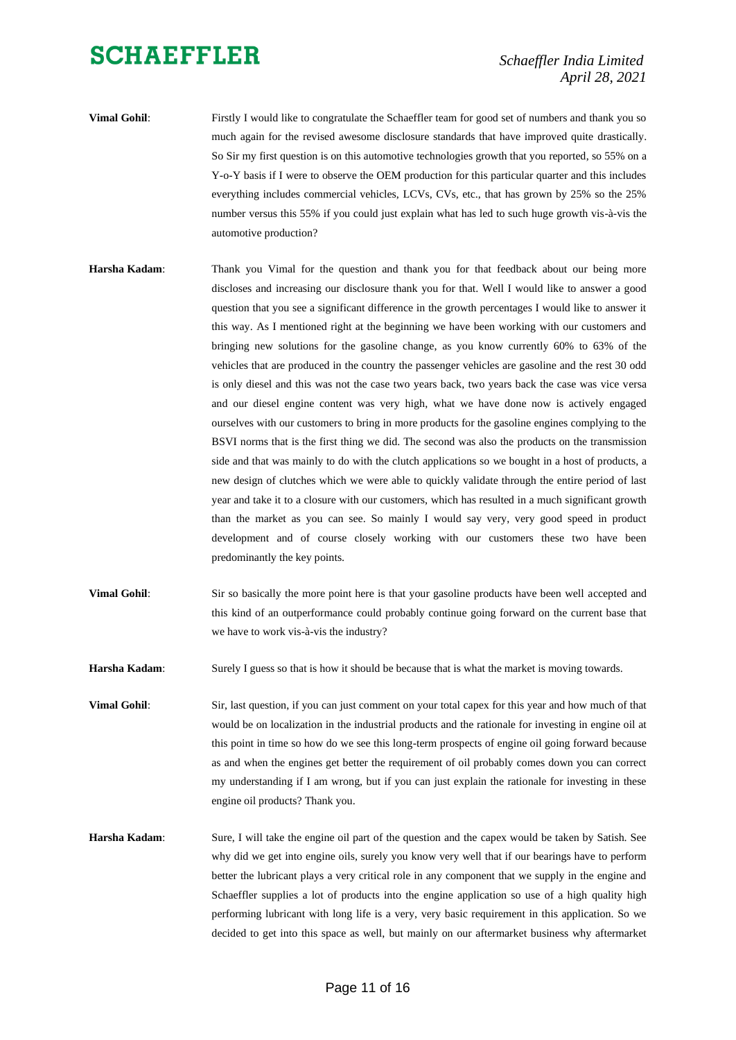**Vimal Gohil**: Firstly I would like to congratulate the Schaeffler team for good set of numbers and thank you so much again for the revised awesome disclosure standards that have improved quite drastically. So Sir my first question is on this automotive technologies growth that you reported, so 55% on a Y-o-Y basis if I were to observe the OEM production for this particular quarter and this includes everything includes commercial vehicles, LCVs, CVs, etc., that has grown by 25% so the 25% number versus this 55% if you could just explain what has led to such huge growth vis-à-vis the automotive production?

**Harsha Kadam**: Thank you Vimal for the question and thank you for that feedback about our being more discloses and increasing our disclosure thank you for that. Well I would like to answer a good question that you see a significant difference in the growth percentages I would like to answer it this way. As I mentioned right at the beginning we have been working with our customers and bringing new solutions for the gasoline change, as you know currently 60% to 63% of the vehicles that are produced in the country the passenger vehicles are gasoline and the rest 30 odd is only diesel and this was not the case two years back, two years back the case was vice versa and our diesel engine content was very high, what we have done now is actively engaged ourselves with our customers to bring in more products for the gasoline engines complying to the BSVI norms that is the first thing we did. The second was also the products on the transmission side and that was mainly to do with the clutch applications so we bought in a host of products, a new design of clutches which we were able to quickly validate through the entire period of last year and take it to a closure with our customers, which has resulted in a much significant growth than the market as you can see. So mainly I would say very, very good speed in product development and of course closely working with our customers these two have been predominantly the key points.

**Vimal Gohil**: Sir so basically the more point here is that your gasoline products have been well accepted and this kind of an outperformance could probably continue going forward on the current base that we have to work vis-à-vis the industry?

**Harsha Kadam**: Surely I guess so that is how it should be because that is what the market is moving towards.

**Vimal Gohil**: Sir, last question, if you can just comment on your total capex for this year and how much of that would be on localization in the industrial products and the rationale for investing in engine oil at this point in time so how do we see this long-term prospects of engine oil going forward because as and when the engines get better the requirement of oil probably comes down you can correct my understanding if I am wrong, but if you can just explain the rationale for investing in these engine oil products? Thank you.

**Harsha Kadam**: Sure, I will take the engine oil part of the question and the capex would be taken by Satish. See why did we get into engine oils, surely you know very well that if our bearings have to perform better the lubricant plays a very critical role in any component that we supply in the engine and Schaeffler supplies a lot of products into the engine application so use of a high quality high performing lubricant with long life is a very, very basic requirement in this application. So we decided to get into this space as well, but mainly on our aftermarket business why aftermarket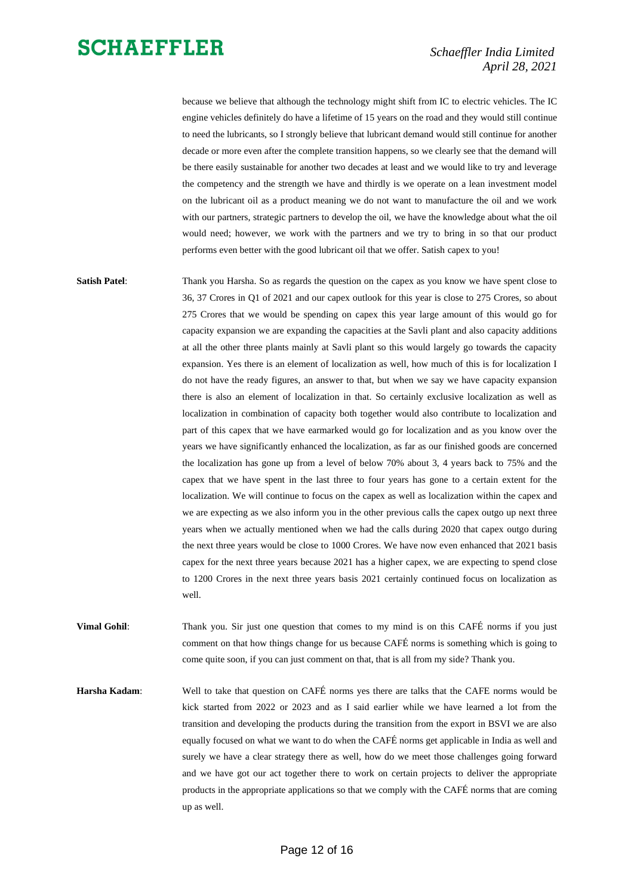because we believe that although the technology might shift from IC to electric vehicles. The IC engine vehicles definitely do have a lifetime of 15 years on the road and they would still continue to need the lubricants, so I strongly believe that lubricant demand would still continue for another decade or more even after the complete transition happens, so we clearly see that the demand will be there easily sustainable for another two decades at least and we would like to try and leverage the competency and the strength we have and thirdly is we operate on a lean investment model on the lubricant oil as a product meaning we do not want to manufacture the oil and we work with our partners, strategic partners to develop the oil, we have the knowledge about what the oil would need; however, we work with the partners and we try to bring in so that our product performs even better with the good lubricant oil that we offer. Satish capex to you!

**Satish Patel**: Thank you Harsha. So as regards the question on the capex as you know we have spent close to 36, 37 Crores in Q1 of 2021 and our capex outlook for this year is close to 275 Crores, so about 275 Crores that we would be spending on capex this year large amount of this would go for capacity expansion we are expanding the capacities at the Savli plant and also capacity additions at all the other three plants mainly at Savli plant so this would largely go towards the capacity expansion. Yes there is an element of localization as well, how much of this is for localization I do not have the ready figures, an answer to that, but when we say we have capacity expansion there is also an element of localization in that. So certainly exclusive localization as well as localization in combination of capacity both together would also contribute to localization and part of this capex that we have earmarked would go for localization and as you know over the years we have significantly enhanced the localization, as far as our finished goods are concerned the localization has gone up from a level of below 70% about 3, 4 years back to 75% and the capex that we have spent in the last three to four years has gone to a certain extent for the localization. We will continue to focus on the capex as well as localization within the capex and we are expecting as we also inform you in the other previous calls the capex outgo up next three years when we actually mentioned when we had the calls during 2020 that capex outgo during the next three years would be close to 1000 Crores. We have now even enhanced that 2021 basis capex for the next three years because 2021 has a higher capex, we are expecting to spend close to 1200 Crores in the next three years basis 2021 certainly continued focus on localization as well.

**Vimal Gohil**: Thank you. Sir just one question that comes to my mind is on this CAFÉ norms if you just comment on that how things change for us because CAFÉ norms is something which is going to come quite soon, if you can just comment on that, that is all from my side? Thank you.

**Harsha Kadam**: Well to take that question on CAFÉ norms yes there are talks that the CAFE norms would be kick started from 2022 or 2023 and as I said earlier while we have learned a lot from the transition and developing the products during the transition from the export in BSVI we are also equally focused on what we want to do when the CAFÉ norms get applicable in India as well and surely we have a clear strategy there as well, how do we meet those challenges going forward and we have got our act together there to work on certain projects to deliver the appropriate products in the appropriate applications so that we comply with the CAFÉ norms that are coming up as well.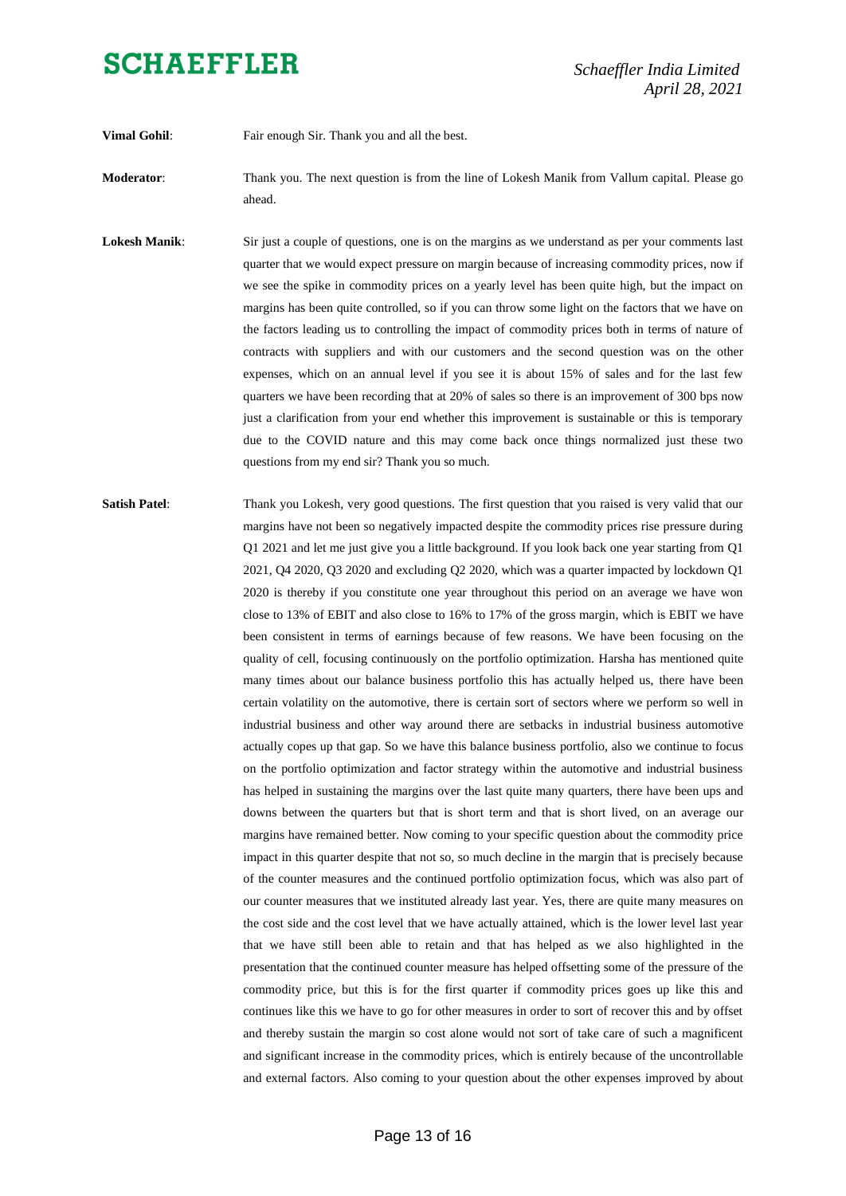**Vimal Gohil**: Fair enough Sir. Thank you and all the best.

**Moderator**: Thank you. The next question is from the line of Lokesh Manik from Vallum capital. Please go ahead.

**Lokesh Manik**: Sir just a couple of questions, one is on the margins as we understand as per your comments last quarter that we would expect pressure on margin because of increasing commodity prices, now if we see the spike in commodity prices on a yearly level has been quite high, but the impact on margins has been quite controlled, so if you can throw some light on the factors that we have on the factors leading us to controlling the impact of commodity prices both in terms of nature of contracts with suppliers and with our customers and the second question was on the other expenses, which on an annual level if you see it is about 15% of sales and for the last few quarters we have been recording that at 20% of sales so there is an improvement of 300 bps now just a clarification from your end whether this improvement is sustainable or this is temporary due to the COVID nature and this may come back once things normalized just these two questions from my end sir? Thank you so much.

**Satish Patel**: Thank you Lokesh, very good questions. The first question that you raised is very valid that our margins have not been so negatively impacted despite the commodity prices rise pressure during Q1 2021 and let me just give you a little background. If you look back one year starting from Q1 2021, Q4 2020, Q3 2020 and excluding Q2 2020, which was a quarter impacted by lockdown Q1 2020 is thereby if you constitute one year throughout this period on an average we have won close to 13% of EBIT and also close to 16% to 17% of the gross margin, which is EBIT we have been consistent in terms of earnings because of few reasons. We have been focusing on the quality of cell, focusing continuously on the portfolio optimization. Harsha has mentioned quite many times about our balance business portfolio this has actually helped us, there have been certain volatility on the automotive, there is certain sort of sectors where we perform so well in industrial business and other way around there are setbacks in industrial business automotive actually copes up that gap. So we have this balance business portfolio, also we continue to focus on the portfolio optimization and factor strategy within the automotive and industrial business has helped in sustaining the margins over the last quite many quarters, there have been ups and downs between the quarters but that is short term and that is short lived, on an average our margins have remained better. Now coming to your specific question about the commodity price impact in this quarter despite that not so, so much decline in the margin that is precisely because of the counter measures and the continued portfolio optimization focus, which was also part of our counter measures that we instituted already last year. Yes, there are quite many measures on the cost side and the cost level that we have actually attained, which is the lower level last year that we have still been able to retain and that has helped as we also highlighted in the presentation that the continued counter measure has helped offsetting some of the pressure of the commodity price, but this is for the first quarter if commodity prices goes up like this and continues like this we have to go for other measures in order to sort of recover this and by offset and thereby sustain the margin so cost alone would not sort of take care of such a magnificent and significant increase in the commodity prices, which is entirely because of the uncontrollable and external factors. Also coming to your question about the other expenses improved by about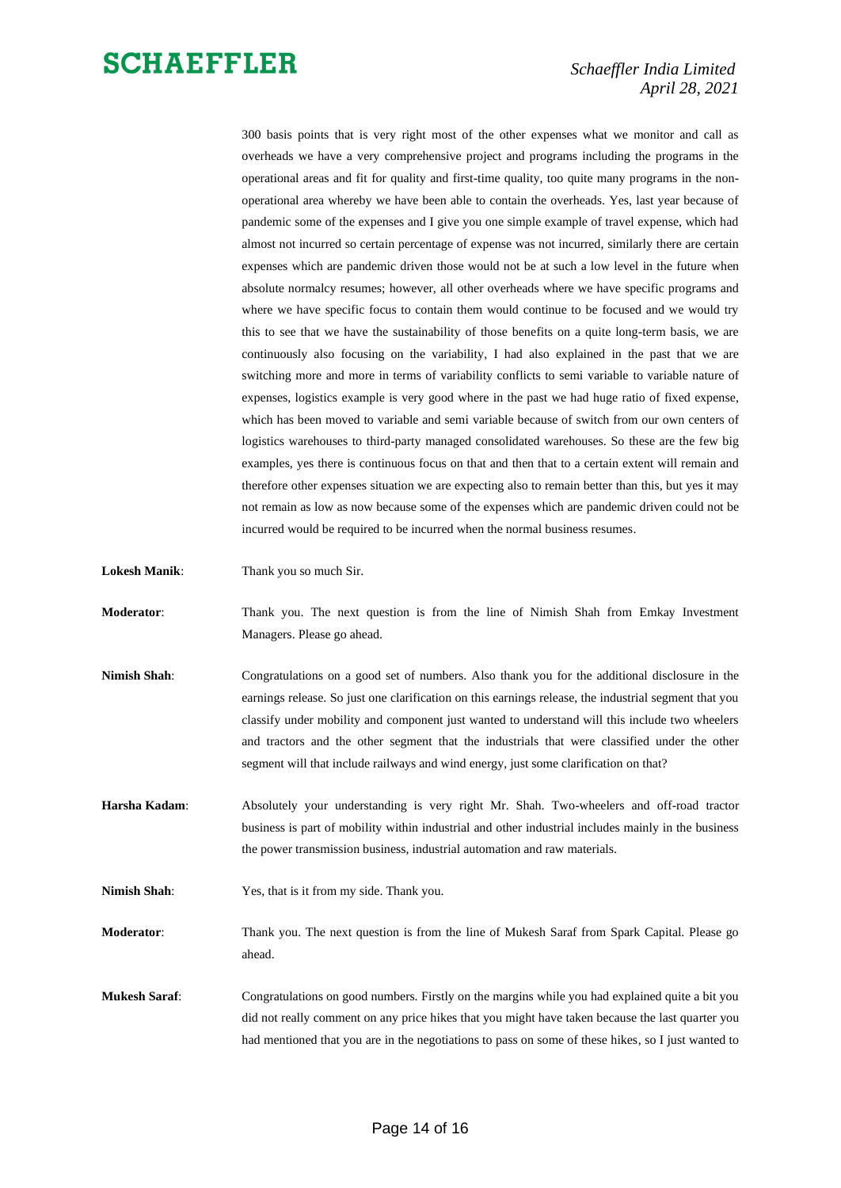300 basis points that is very right most of the other expenses what we monitor and call as overheads we have a very comprehensive project and programs including the programs in the operational areas and fit for quality and first-time quality, too quite many programs in the non-operational area whereby we have been able to contain the overheads. Yes, last year because of pandemic some of the expenses and I give you one simple example of travel expense, which had almost not incurred so certain percentage of expense was not incurred, similarly there are certain expenses which are pandemic driven those would not be at such a low level in the future when absolute normalcy resumes; however, all other overheads where we have specific programs and where we have specific focus to contain them would continue to be focused and we would try this to see that we have the sustainability of those benefits on a quite long-term basis, we are continuously also focusing on the variability, I had also explained in the past that we are switching more and more in terms of variability conflicts to semi variable to variable nature of expenses, logistics example is very good where in the past we had huge ratio of fixed expense, which has been moved to variable and semi variable because of switch from our own centers of logistics warehouses to third-party managed consolidated warehouses. So these are the few big examples, yes there is continuous focus on that and then that to a certain extent will remain and therefore other expenses situation we are expecting also to remain better than this, but yes it may not remain as low as now because some of the expenses which are pandemic driven could not be incurred would be required to be incurred when the normal business resumes.

**Lokesh Manik**: Thank you so much Sir.

**Moderator**: Thank you. The next question is from the line of Nimish Shah from Emkay Investment Managers. Please go ahead.

**Nimish Shah**: Congratulations on a good set of numbers. Also thank you for the additional disclosure in the earnings release. So just one clarification on this earnings release, the industrial segment that you classify under mobility and component just wanted to understand will this include two wheelers and tractors and the other segment that the industrials that were classified under the other segment will that include railways and wind energy, just some clarification on that?

**Harsha Kadam**: Absolutely your understanding is very right Mr. Shah. Two-wheelers and off-road tractor business is part of mobility within industrial and other industrial includes mainly in the business the power transmission business, industrial automation and raw materials.

**Nimish Shah**: Yes, that is it from my side. Thank you.

**Moderator**: Thank you. The next question is from the line of Mukesh Saraf from Spark Capital. Please go ahead.

**Mukesh Saraf**: Congratulations on good numbers. Firstly on the margins while you had explained quite a bit you did not really comment on any price hikes that you might have taken because the last quarter you had mentioned that you are in the negotiations to pass on some of these hikes, so I just wanted to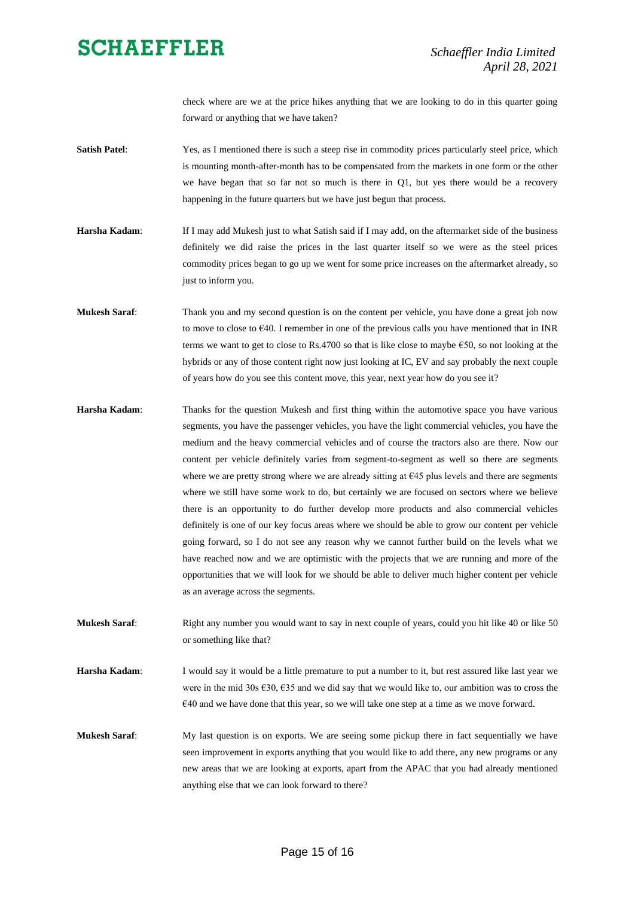check where are we at the price hikes anything that we are looking to do in this quarter going forward or anything that we have taken?

**Satish Patel**: Yes, as I mentioned there is such a steep rise in commodity prices particularly steel price, which is mounting month-after-month has to be compensated from the markets in one form or the other we have began that so far not so much is there in Q1, but yes there would be a recovery happening in the future quarters but we have just begun that process.

**Harsha Kadam**: If I may add Mukesh just to what Satish said if I may add, on the aftermarket side of the business definitely we did raise the prices in the last quarter itself so we were as the steel prices commodity prices began to go up we went for some price increases on the aftermarket already, so just to inform you.

**Mukesh Saraf**: Thank you and my second question is on the content per vehicle, you have done a great job now to move to close to €40. I remember in one of the previous calls you have mentioned that in INR terms we want to get to close to Rs.4700 so that is like close to maybe €50, so not looking at the hybrids or any of those content right now just looking at IC, EV and say probably the next couple of years how do you see this content move, this year, next year how do you see it?

**Harsha Kadam**: Thanks for the question Mukesh and first thing within the automotive space you have various segments, you have the passenger vehicles, you have the light commercial vehicles, you have the medium and the heavy commercial vehicles and of course the tractors also are there. Now our content per vehicle definitely varies from segment-to-segment as well so there are segments where we are pretty strong where we are already sitting at €45 plus levels and there are segments where we still have some work to do, but certainly we are focused on sectors where we believe there is an opportunity to do further develop more products and also commercial vehicles definitely is one of our key focus areas where we should be able to grow our content per vehicle going forward, so I do not see any reason why we cannot further build on the levels what we have reached now and we are optimistic with the projects that we are running and more of the opportunities that we will look for we should be able to deliver much higher content per vehicle as an average across the segments.

**Mukesh Saraf**: Right any number you would want to say in next couple of years, could you hit like 40 or like 50 or something like that?

**Harsha Kadam**: I would say it would be a little premature to put a number to it, but rest assured like last year we were in the mid 30s €30, €35 and we did say that we would like to, our ambition was to cross the €40 and we have done that this year, so we will take one step at a time as we move forward.

**Mukesh Saraf**: My last question is on exports. We are seeing some pickup there in fact sequentially we have seen improvement in exports anything that you would like to add there, any new programs or any new areas that we are looking at exports, apart from the APAC that you had already mentioned anything else that we can look forward to there?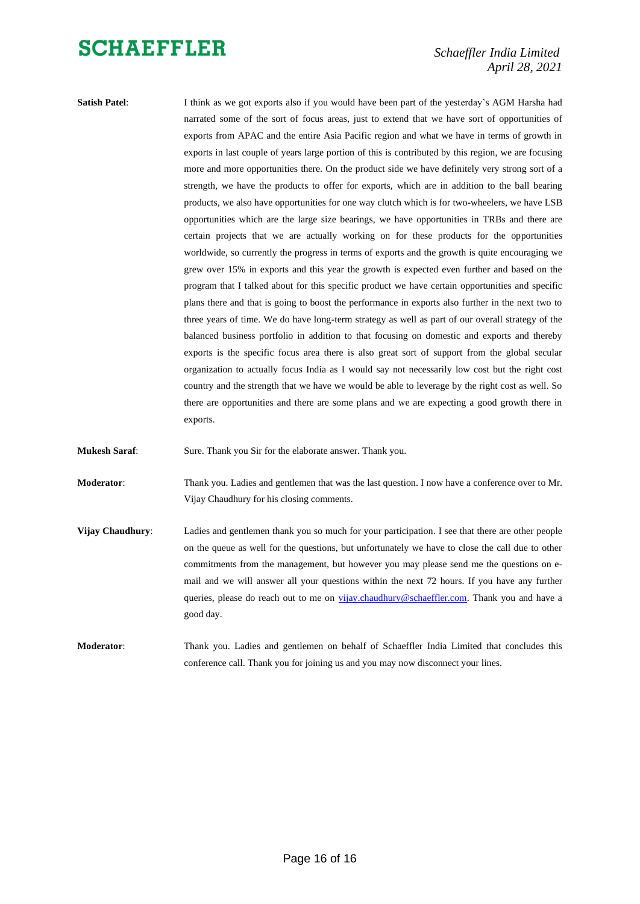**Satish Patel**: I think as we got exports also if you would have been part of the yesterday's AGM Harsha had narrated some of the sort of focus areas, just to extend that we have sort of opportunities of exports from APAC and the entire Asia Pacific region and what we have in terms of growth in exports in last couple of years large portion of this is contributed by this region, we are focusing more and more opportunities there. On the product side we have definitely very strong sort of a strength, we have the products to offer for exports, which are in addition to the ball bearing products, we also have opportunities for one way clutch which is for two-wheelers, we have LSB opportunities which are the large size bearings, we have opportunities in TRBs and there are certain projects that we are actually working on for these products for the opportunities worldwide, so currently the progress in terms of exports and the growth is quite encouraging we grew over 15% in exports and this year the growth is expected even further and based on the program that I talked about for this specific product we have certain opportunities and specific plans there and that is going to boost the performance in exports also further in the next two to three years of time. We do have long-term strategy as well as part of our overall strategy of the balanced business portfolio in addition to that focusing on domestic and exports and thereby exports is the specific focus area there is also great sort of support from the global secular organization to actually focus India as I would say not necessarily low cost but the right cost country and the strength that we have we would be able to leverage by the right cost as well. So there are opportunities and there are some plans and we are expecting a good growth there in exports.

**Mukesh Saraf**: Sure. Thank you Sir for the elaborate answer. Thank you.

**Moderator**: Thank you. Ladies and gentlemen that was the last question. I now have a conference over to Mr. Vijay Chaudhury for his closing comments.

**Vijay Chaudhury**: Ladies and gentlemen thank you so much for your participation. I see that there are other people on the queue as well for the questions, but unfortunately we have to close the call due to other commitments from the management, but however you may please send me the questions on e-mail and we will answer all your questions within the next 72 hours. If you have any further queries, please do reach out to me on vijay.chaudhury@schaeffler.com. Thank you and have a good day.

**Moderator**: Thank you. Ladies and gentlemen on behalf of Schaeffler India Limited that concludes this conference call. Thank you for joining us and you may now disconnect your lines.